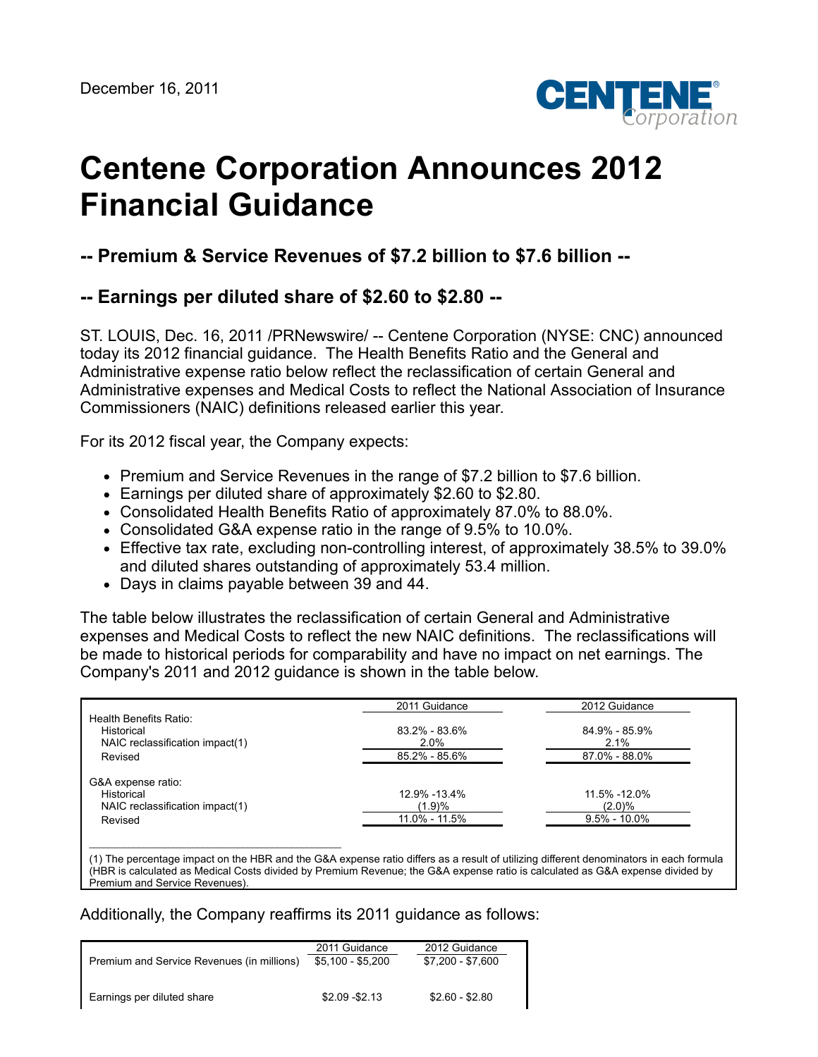December 16, 2011

# Centene Corporation Announces 2012 Financial Guidance

## -- Premium & Service Revenues of $7.2 billion to $7.6 billion --

## -- Earnings per diluted share of $2.60 to $2.80 --

ST. LOUIS, Dec. 16, 2011 /PRNewswire/ -- Centene Corporation (NYSE: CNC) announced today its 2012 financial guidance. The Health Benefits Ratio and the General and Administrative expense ratio below reflect the reclassification of certain General and Administrative expenses and Medical Costs to reflect the National Association of Insurance Commissioners (NAIC) definitions released earlier this year.

For its 2012 fiscal year, the Company expects:

- Premium and Service Revenues in the range of $7.2 billion to $7.6 billion.
- Earnings per diluted share of approximately $2.60 to $2.80.
- Consolidated Health Benefits Ratio of approximately 87.0% to 88.0%.
- Consolidated G&A expense ratio in the range of 9.5% to 10.0%.
- Effective tax rate, excluding non-controlling interest, of approximately 38.5% to 39.0% and diluted shares outstanding of approximately 53.4 million.
- Days in claims payable between 39 and 44.

The table below illustrates the reclassification of certain General and Administrative expenses and Medical Costs to reflect the new NAIC definitions. The reclassifications will be made to historical periods for comparability and have no impact on net earnings. The Company's 2011 and 2012 guidance is shown in the table below.

| | 2011 Guidance | 2012 Guidance |
|---|---|---|
| Health Benefits Ratio: | | |
| Historical | 83.2% - 83.6% | 84.9% - 85.9% |
| NAIC reclassification impact(1) | 2.0% | 2.1% |
| Revised | 85.2% - 85.6% | 87.0% - 88.0% |
| G&A expense ratio: | | |
| Historical | 12.9% -13.4% | 11.5% -12.0% |
| NAIC reclassification impact(1) | (1.9)% | (2.0)% |
| Revised | 11.0% - 11.5% | 9.5% - 10.0% |

(1) The percentage impact on the HBR and the G&A expense ratio differs as a result of utilizing different denominators in each formula (HBR is calculated as Medical Costs divided by Premium Revenue; the G&A expense ratio is calculated as G&A expense divided by Premium and Service Revenues).

Additionally, the Company reaffirms its 2011 guidance as follows:

| | 2011 Guidance | 2012 Guidance |
|---|---|---|
| Premium and Service Revenues (in millions) | $5,100 - $5,200 | $7,200 - $7,600 |
| Earnings per diluted share | $2.09 -$2.13 | $2.60 - $2.80 |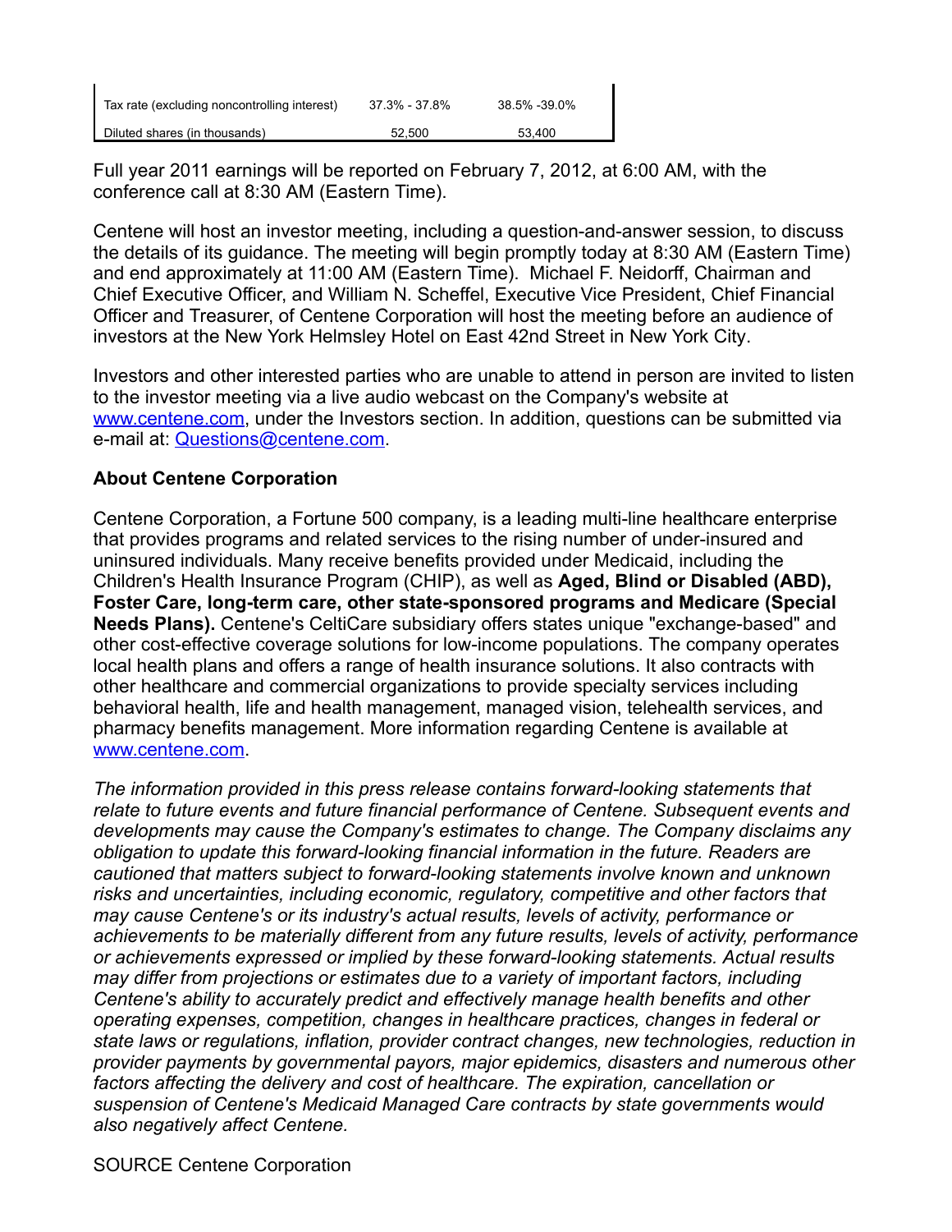| | | |
|---|---|---|
| Tax rate (excluding noncontrolling interest) | 37.3% - 37.8% | 38.5% -39.0% |
| Diluted shares (in thousands) | 52,500 | 53,400 |

Full year 2011 earnings will be reported on February 7, 2012, at 6:00 AM, with the conference call at 8:30 AM (Eastern Time).

Centene will host an investor meeting, including a question-and-answer session, to discuss the details of its guidance. The meeting will begin promptly today at 8:30 AM (Eastern Time) and end approximately at 11:00 AM (Eastern Time). Michael F. Neidorff, Chairman and Chief Executive Officer, and William N. Scheffel, Executive Vice President, Chief Financial Officer and Treasurer, of Centene Corporation will host the meeting before an audience of investors at the New York Helmsley Hotel on East 42nd Street in New York City.

Investors and other interested parties who are unable to attend in person are invited to listen to the investor meeting via a live audio webcast on the Company's website at [www.centene.com](http://www.centene.com), under the Investors section. In addition, questions can be submitted via e-mail at: [Questions@centene.com](mailto:Questions@centene.com).

**About Centene Corporation**

Centene Corporation, a Fortune 500 company, is a leading multi-line healthcare enterprise that provides programs and related services to the rising number of under-insured and uninsured individuals. Many receive benefits provided under Medicaid, including the Children's Health Insurance Program (CHIP), as well as **Aged, Blind or Disabled (ABD), Foster Care, long-term care, other state-sponsored programs and Medicare (Special Needs Plans).** Centene's CeltiCare subsidiary offers states unique "exchange-based" and other cost-effective coverage solutions for low-income populations. The company operates local health plans and offers a range of health insurance solutions. It also contracts with other healthcare and commercial organizations to provide specialty services including behavioral health, life and health management, managed vision, telehealth services, and pharmacy benefits management. More information regarding Centene is available at [www.centene.com](http://www.centene.com).

*The information provided in this press release contains forward-looking statements that relate to future events and future financial performance of Centene. Subsequent events and developments may cause the Company's estimates to change. The Company disclaims any obligation to update this forward-looking financial information in the future. Readers are cautioned that matters subject to forward-looking statements involve known and unknown risks and uncertainties, including economic, regulatory, competitive and other factors that may cause Centene's or its industry's actual results, levels of activity, performance or achievements to be materially different from any future results, levels of activity, performance or achievements expressed or implied by these forward-looking statements. Actual results may differ from projections or estimates due to a variety of important factors, including Centene's ability to accurately predict and effectively manage health benefits and other operating expenses, competition, changes in healthcare practices, changes in federal or state laws or regulations, inflation, provider contract changes, new technologies, reduction in provider payments by governmental payors, major epidemics, disasters and numerous other factors affecting the delivery and cost of healthcare. The expiration, cancellation or suspension of Centene's Medicaid Managed Care contracts by state governments would also negatively affect Centene.*

SOURCE Centene Corporation